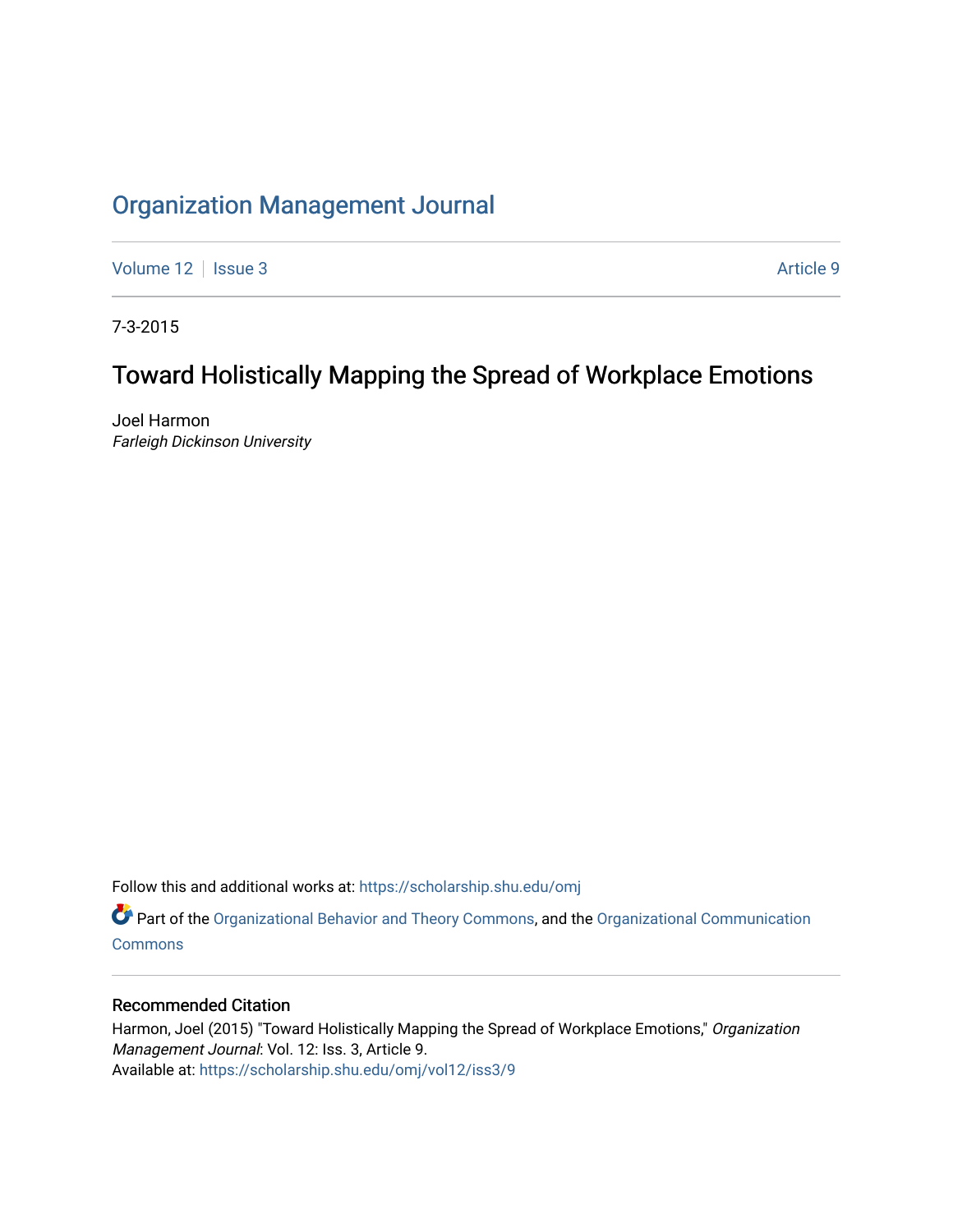# Organization Management Journal

Volume 12 | Issue 3 | Article 9

7-3-2015

## Toward Holistically Mapping the Spread of Workplace Emotions

Joel Harmon
*Farleigh Dickinson University*

Follow this and additional works at: https://scholarship.shu.edu/omj

Part of the Organizational Behavior and Theory Commons, and the Organizational Communication Commons

### Recommended Citation

Harmon, Joel (2015) "Toward Holistically Mapping the Spread of Workplace Emotions," *Organization Management Journal*: Vol. 12: Iss. 3, Article 9.
Available at: https://scholarship.shu.edu/omj/vol12/iss3/9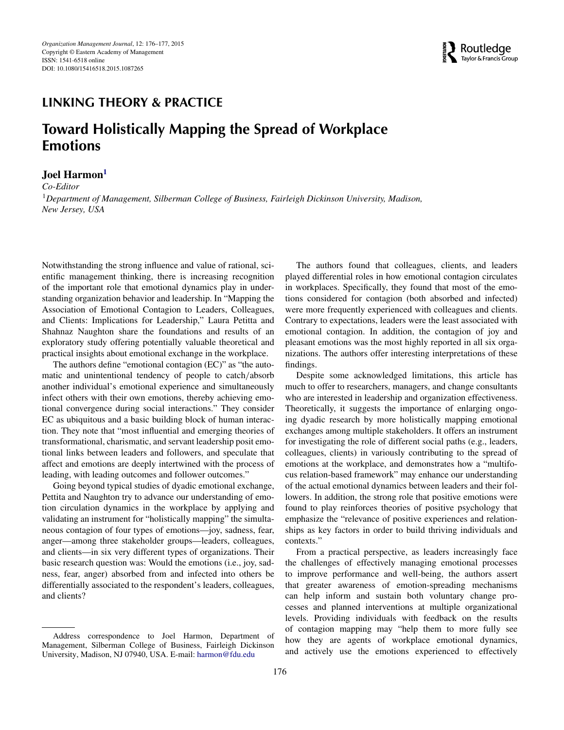LINKING THEORY & PRACTICE

# Toward Holistically Mapping the Spread of Workplace Emotions

**Joel Harmon**[1]

*Co-Editor*

[1]*Department of Management, Silberman College of Business, Fairleigh Dickinson University, Madison, New Jersey, USA*

Notwithstanding the strong influence and value of rational, scientific management thinking, there is increasing recognition of the important role that emotional dynamics play in understanding organization behavior and leadership. In "Mapping the Association of Emotional Contagion to Leaders, Colleagues, and Clients: Implications for Leadership," Laura Petitta and Shahnaz Naughton share the foundations and results of an exploratory study offering potentially valuable theoretical and practical insights about emotional exchange in the workplace.

The authors define "emotional contagion (EC)" as "the automatic and unintentional tendency of people to catch/absorb another individual's emotional experience and simultaneously infect others with their own emotions, thereby achieving emotional convergence during social interactions." They consider EC as ubiquitous and a basic building block of human interaction. They note that "most influential and emerging theories of transformational, charismatic, and servant leadership posit emotional links between leaders and followers, and speculate that affect and emotions are deeply intertwined with the process of leading, with leading outcomes and follower outcomes."

Going beyond typical studies of dyadic emotional exchange, Pettita and Naughton try to advance our understanding of emotion circulation dynamics in the workplace by applying and validating an instrument for "holistically mapping" the simultaneous contagion of four types of emotions—joy, sadness, fear, anger—among three stakeholder groups—leaders, colleagues, and clients—in six very different types of organizations. Their basic research question was: Would the emotions (i.e., joy, sadness, fear, anger) absorbed from and infected into others be differentially associated to the respondent's leaders, colleagues, and clients?

The authors found that colleagues, clients, and leaders played differential roles in how emotional contagion circulates in workplaces. Specifically, they found that most of the emotions considered for contagion (both absorbed and infected) were more frequently experienced with colleagues and clients. Contrary to expectations, leaders were the least associated with emotional contagion. In addition, the contagion of joy and pleasant emotions was the most highly reported in all six organizations. The authors offer interesting interpretations of these findings.

Despite some acknowledged limitations, this article has much to offer to researchers, managers, and change consultants who are interested in leadership and organization effectiveness. Theoretically, it suggests the importance of enlarging ongoing dyadic research by more holistically mapping emotional exchanges among multiple stakeholders. It offers an instrument for investigating the role of different social paths (e.g., leaders, colleagues, clients) in variously contributing to the spread of emotions at the workplace, and demonstrates how a "multifocus relation-based framework" may enhance our understanding of the actual emotional dynamics between leaders and their followers. In addition, the strong role that positive emotions were found to play reinforces theories of positive psychology that emphasize the "relevance of positive experiences and relationships as key factors in order to build thriving individuals and contexts."

From a practical perspective, as leaders increasingly face the challenges of effectively managing emotional processes to improve performance and well-being, the authors assert that greater awareness of emotion-spreading mechanisms can help inform and sustain both voluntary change processes and planned interventions at multiple organizational levels. Providing individuals with feedback on the results of contagion mapping may "help them to more fully see how they are agents of workplace emotional dynamics, and actively use the emotions experienced to effectively

Address correspondence to Joel Harmon, Department of Management, Silberman College of Business, Fairleigh Dickinson University, Madison, NJ 07940, USA. E-mail: harmon@fdu.edu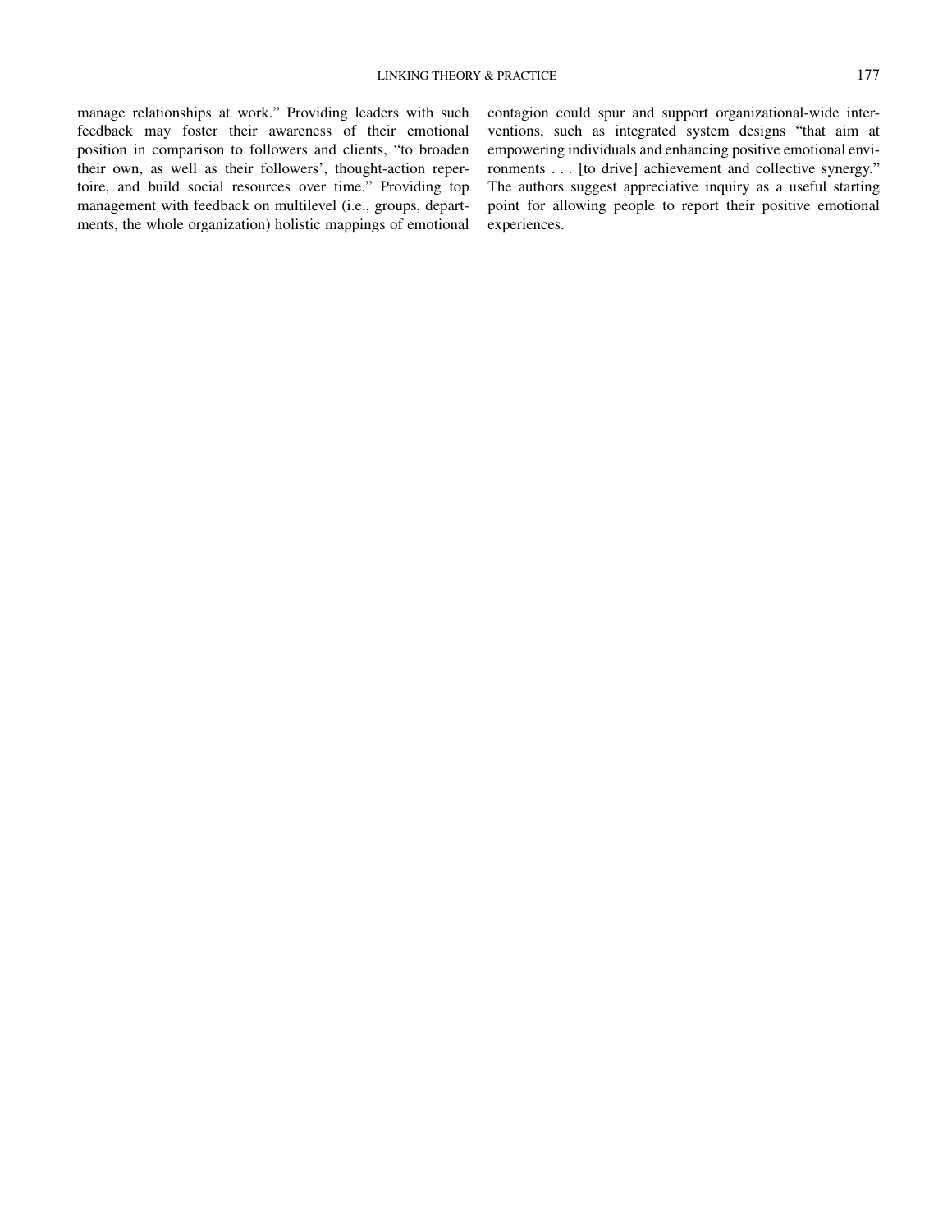manage relationships at work." Providing leaders with such feedback may foster their awareness of their emotional position in comparison to followers and clients, "to broaden their own, as well as their followers', thought-action repertoire, and build social resources over time." Providing top management with feedback on multilevel (i.e., groups, departments, the whole organization) holistic mappings of emotional contagion could spur and support organizational-wide interventions, such as integrated system designs "that aim at empowering individuals and enhancing positive emotional environments . . . [to drive] achievement and collective synergy." The authors suggest appreciative inquiry as a useful starting point for allowing people to report their positive emotional experiences.